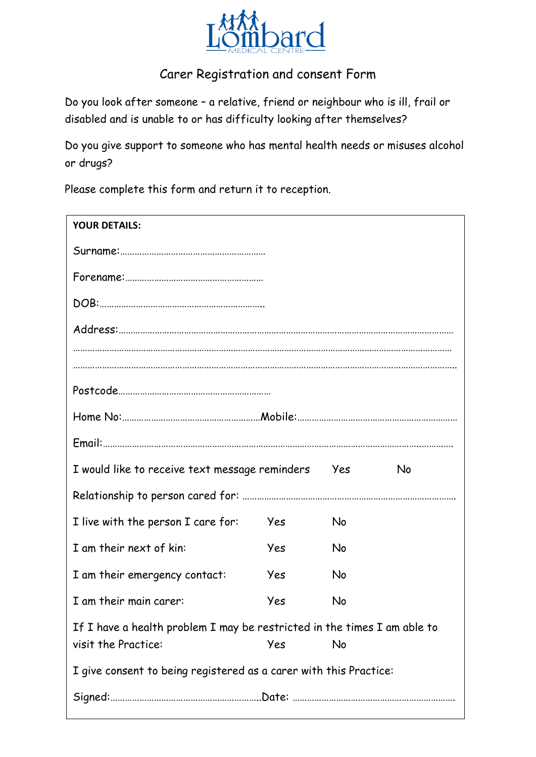Lombard
MEDICAL CENTRE

# Carer Registration and consent Form

Do you look after someone – a relative, friend or neighbour who is ill, frail or disabled and is unable to or has difficulty looking after themselves?

Do you give support to someone who has mental health needs or misuses alcohol or drugs?

Please complete this form and return it to reception.

**YOUR DETAILS:**

Surname:……………………………………………………

Forename:…………………………………………………

DOB:…………………………………………………………..

Address:………………………………………………………………………………………………………………………

…………………………………………………………………………………………………………………………………

…………………………………………………………………………………………………………………………………..

Postcode……………………………………………………

Home No:…………………………………………………Mobile:…………………………………………………………

Email:……………………………………………………………………………………………………………..…………

I would like to receive text message reminders Yes No

Relationship to person cared for: ……………………………………………………………………………

I live with the person I care for: Yes No

I am their next of kin: Yes No

I am their emergency contact: Yes No

I am their main carer: Yes No

If I have a health problem I may be restricted in the times I am able to visit the Practice: Yes No

I give consent to being registered as a carer with this Practice:

Signed:……………………………………………………..Date: …………………………………………………………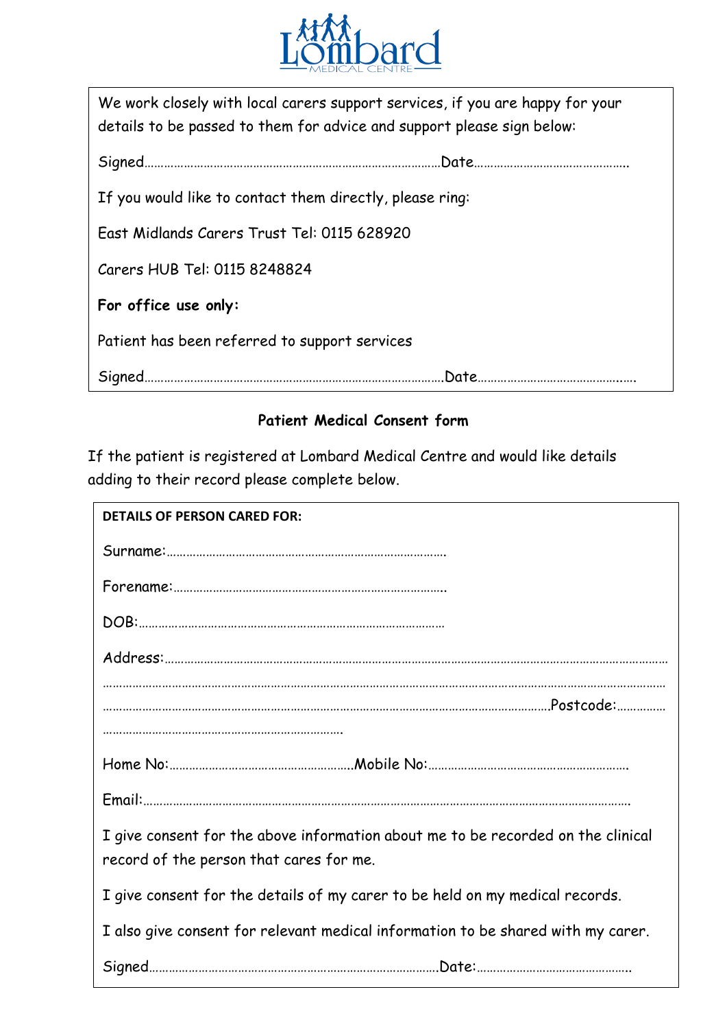Lombard MEDICAL CENTRE

We work closely with local carers support services, if you are happy for your details to be passed to them for advice and support please sign below:

Signed………………………………………………………………………………Date……………………………………….

If you would like to contact them directly, please ring:

East Midlands Carers Trust Tel: 0115 628920

Carers HUB Tel: 0115 8248824

**For office use only:**

Patient has been referred to support services

Signed………………………………………………………………………………Date……………………………………..….

## Patient Medical Consent form

If the patient is registered at Lombard Medical Centre and would like details adding to their record please complete below.

**DETAILS OF PERSON CARED FOR:**

Surname:………………………………………………………………………….

Forename:……………………………………………………………………….

DOB:………………………………………………………………………………

Address:……………………………………………………………………………………………………………………………………

……………………………………………………………………………………………………………………………………………………

………………………………………………………………………………………………………………………Postcode:……………

……………………………………………………………….

Home No:……………………………………………….Mobile No:…………………………………………………….

Email:………………………………………………………………………………………………………………………………….

I give consent for the above information about me to be recorded on the clinical record of the person that cares for me.

I give consent for the details of my carer to be held on my medical records.

I also give consent for relevant medical information to be shared with my carer.

Signed……………………………………………………………………………Date:……………………………………….